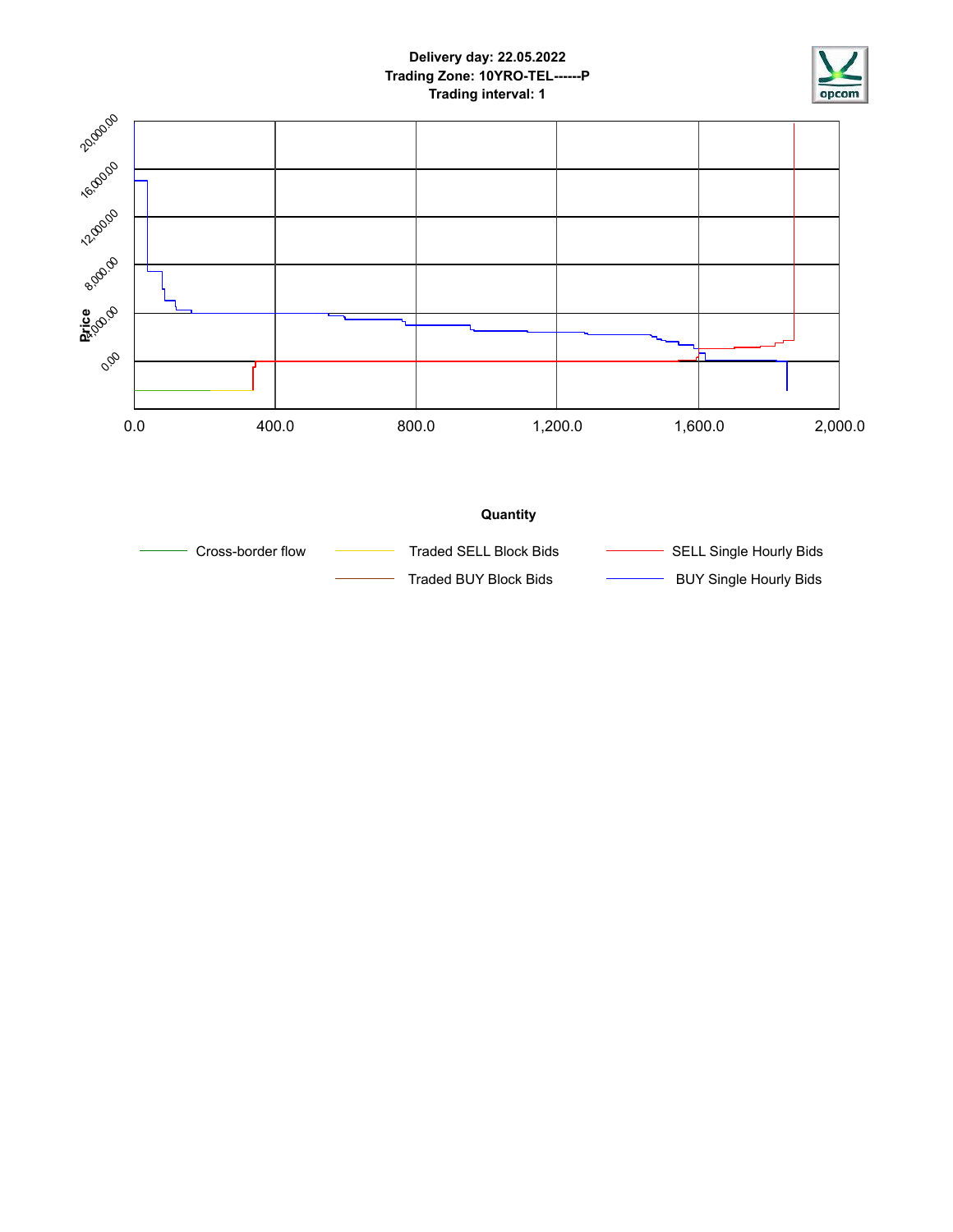**Delivery day: 22.05.2022**
**Trading Zone: 10YRO-TEL------P**
**Trading interval: 1**

Price

20,000.00
16,000.00
12,000.00
8,000.00
4,000.00
0.00

0.0 400.0 800.0 1,200.0 1,600.0 2,000.0

**Quantity**

- Cross-border flow
- Traded SELL Block Bids
- SELL Single Hourly Bids
- Traded BUY Block Bids
- BUY Single Hourly Bids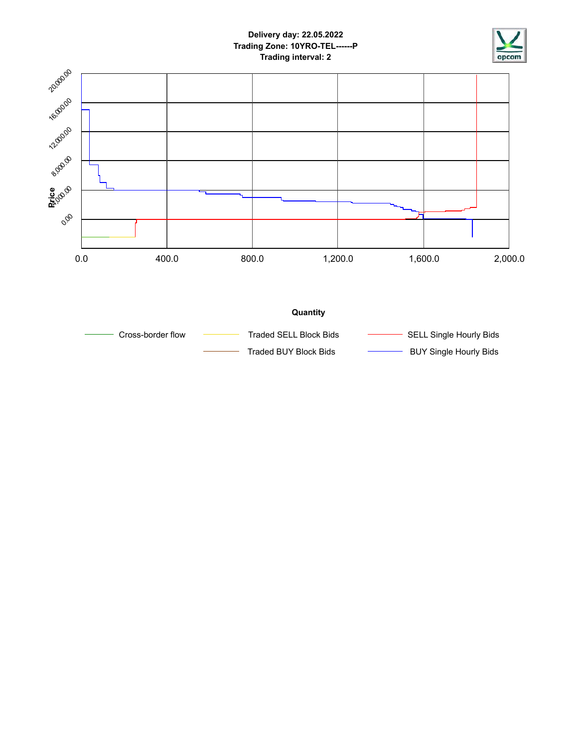**Delivery day: 22.05.2022**
**Trading Zone: 10YRO-TEL------P**
**Trading interval: 2**

Price

20,000.00
16,000.00
12,000.00
8,000.00
4,000.00
0.00

0.0 | 400.0 | 800.0 | 1,200.0 | 1,600.0 | 2,000.0

**Quantity**

- Cross-border flow
- Traded SELL Block Bids
- SELL Single Hourly Bids
- Traded BUY Block Bids
- BUY Single Hourly Bids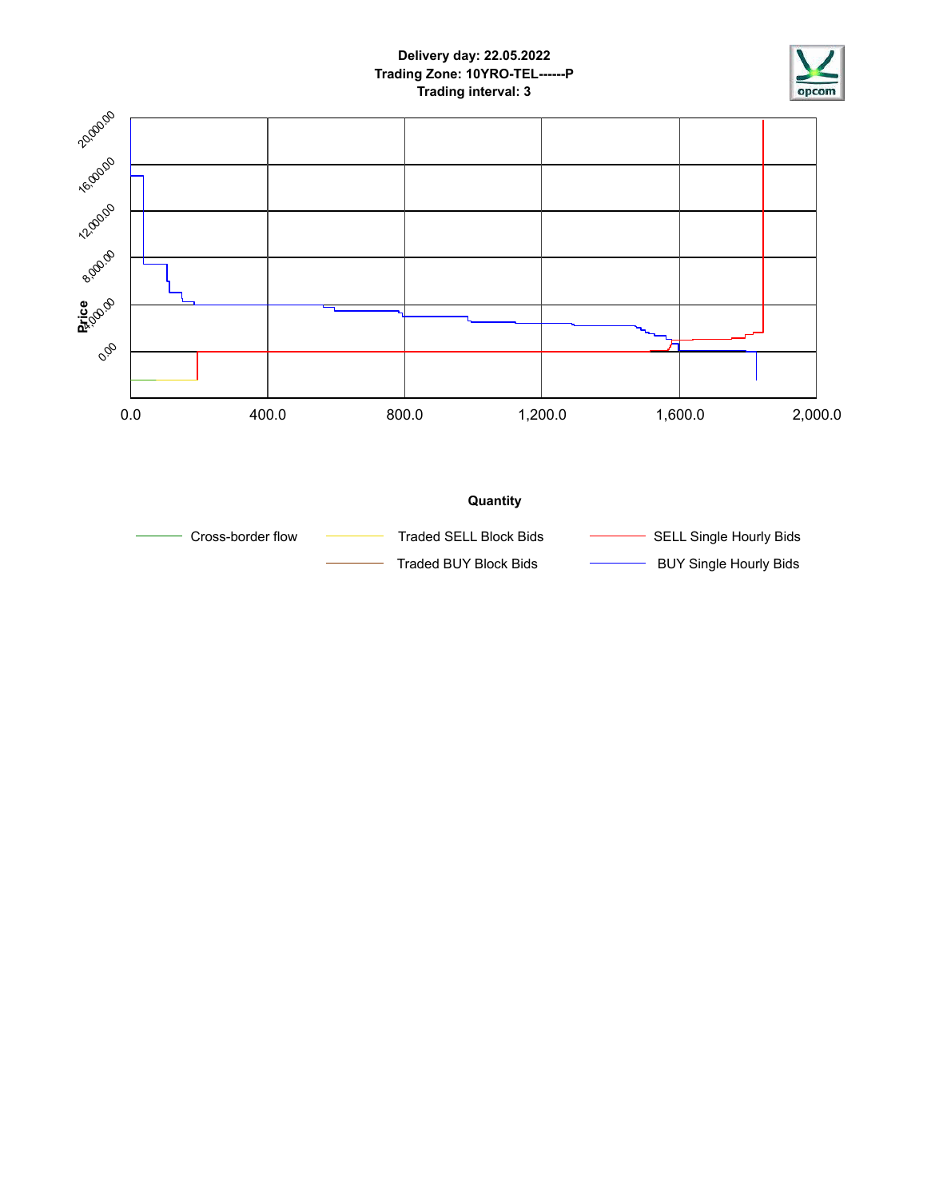**Delivery day: 22.05.2022**
**Trading Zone: 10YRO-TEL------P**
**Trading interval: 3**

Price

20,000.00
16,000.00
12,000.00
8,000.00
4,000.00
0.00

0.0 400.0 800.0 1,200.0 1,600.0 2,000.0

**Quantity**

- Cross-border flow
- Traded SELL Block Bids
- SELL Single Hourly Bids
- Traded BUY Block Bids
- BUY Single Hourly Bids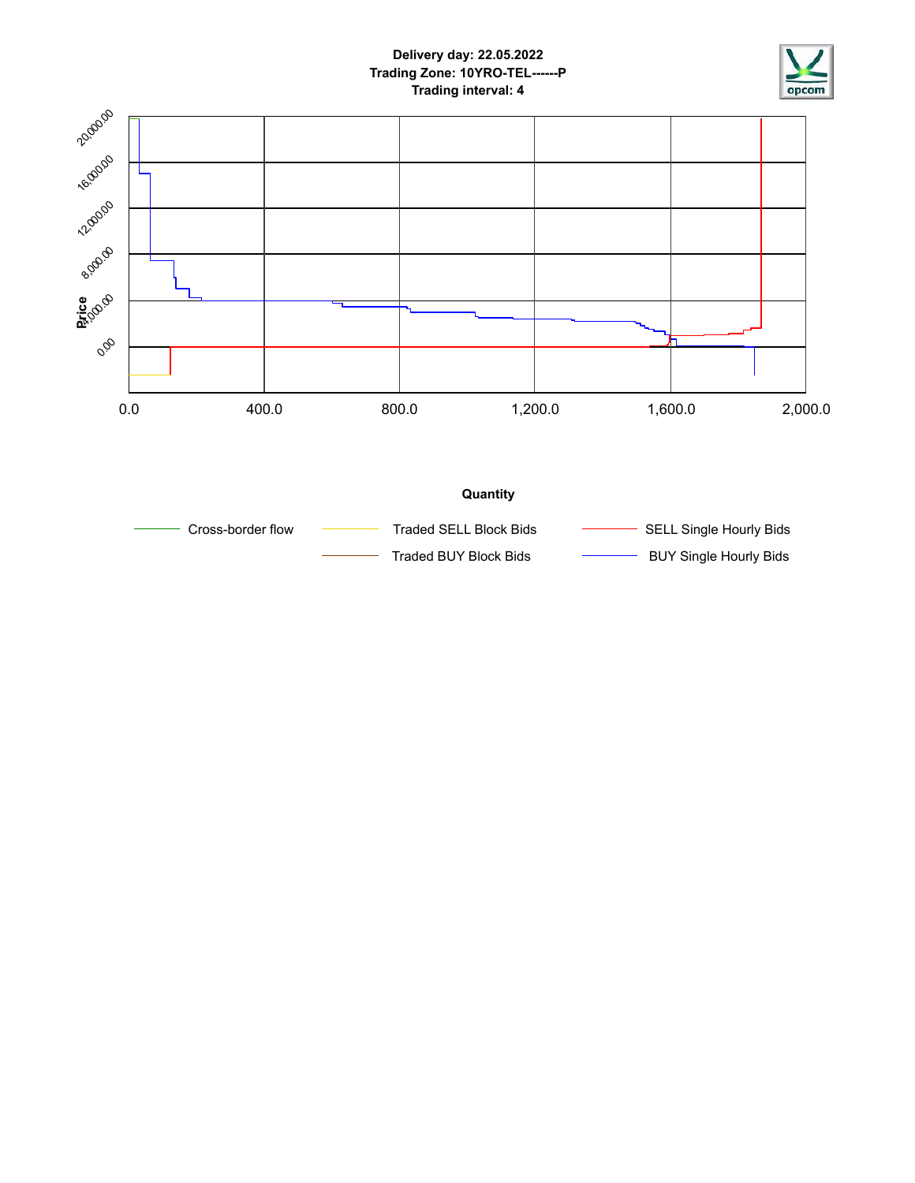**Delivery day: 22.05.2022**
**Trading Zone: 10YRO-TEL------P**
**Trading interval: 4**

Price

20,000.00
16,000.00
12,000.00
8,000.00
4,000.00
0.00

0.0 400.0 800.0 1,200.0 1,600.0 2,000.0

**Quantity**

Cross-border flow
Traded SELL Block Bids
SELL Single Hourly Bids
Traded BUY Block Bids
BUY Single Hourly Bids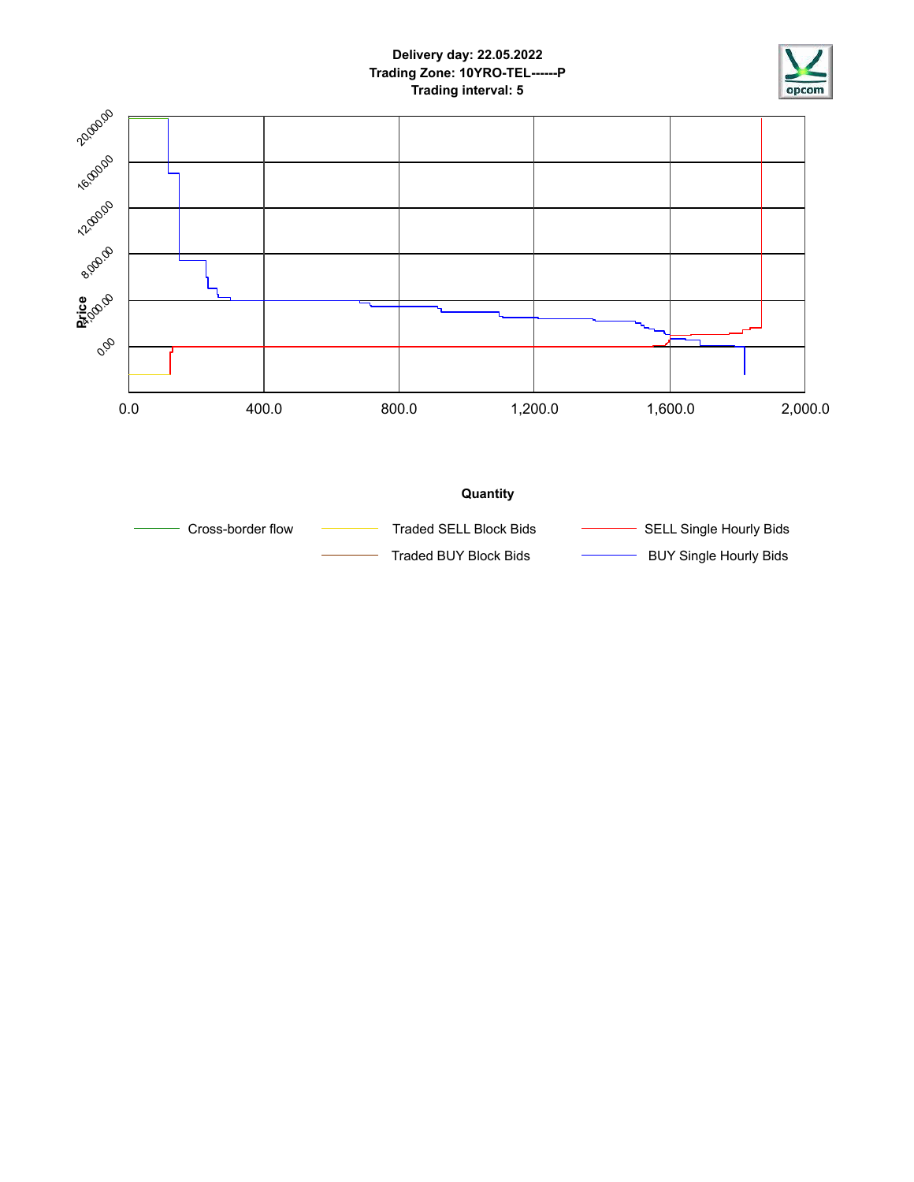**Delivery day: 22.05.2022**
**Trading Zone: 10YRO-TEL------P**
**Trading interval: 5**

Price

20,000.00
16,000.00
12,000.00
8,000.00
4,000.00
0.00

0.0 400.0 800.0 1,200.0 1,600.0 2,000.0

**Quantity**

Cross-border flow
Traded SELL Block Bids
SELL Single Hourly Bids
Traded BUY Block Bids
BUY Single Hourly Bids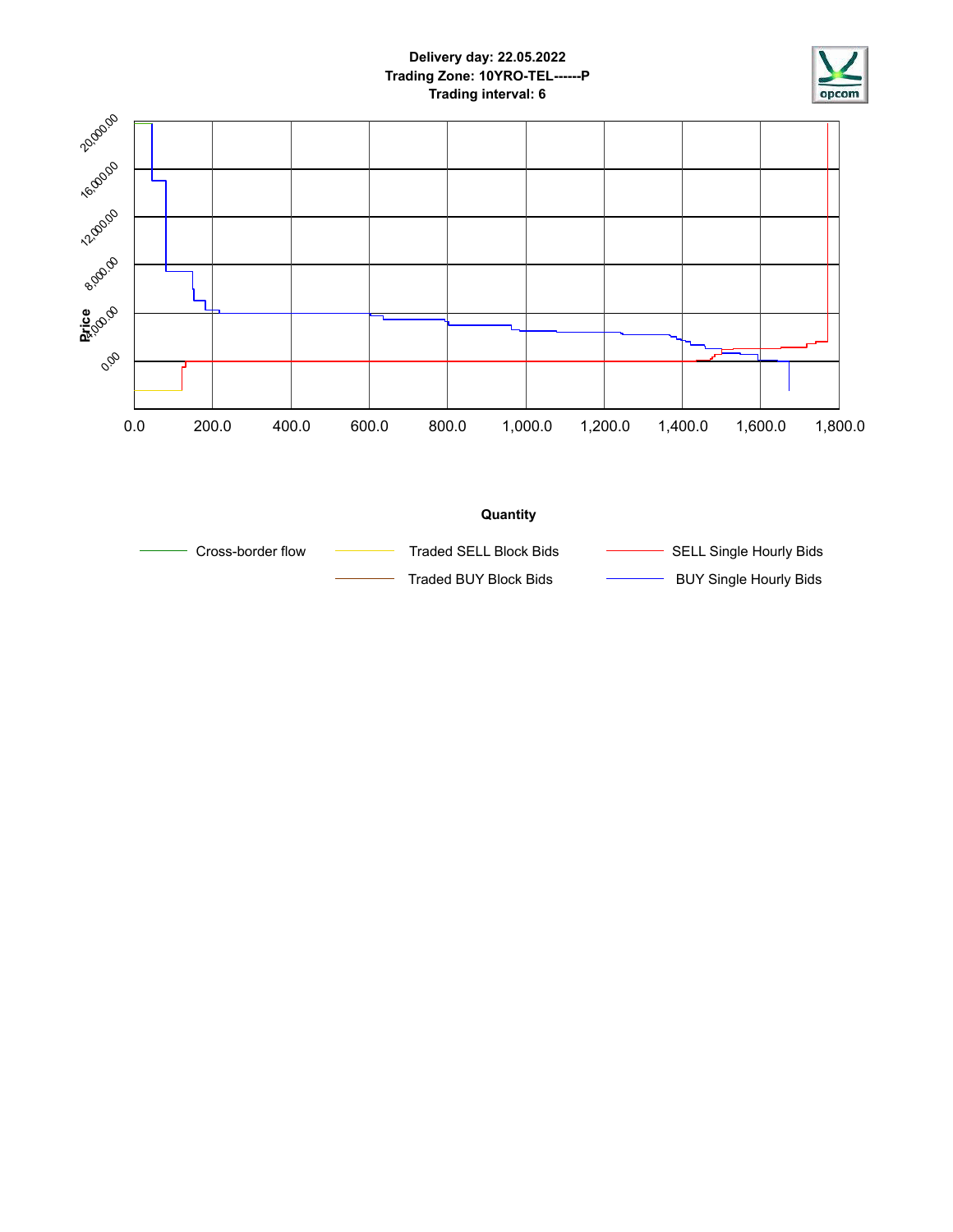**Delivery day: 22.05.2022**
**Trading Zone: 10YRO-TEL------P**
**Trading interval: 6**

Price

20,000.00
16,000.00
12,000.00
8,000.00
4,000.00
0.00

0.0 200.0 400.0 600.0 800.0 1,000.0 1,200.0 1,400.0 1,600.0 1,800.0

**Quantity**

Cross-border flow | Traded SELL Block Bids | SELL Single Hourly Bids
Traded BUY Block Bids | BUY Single Hourly Bids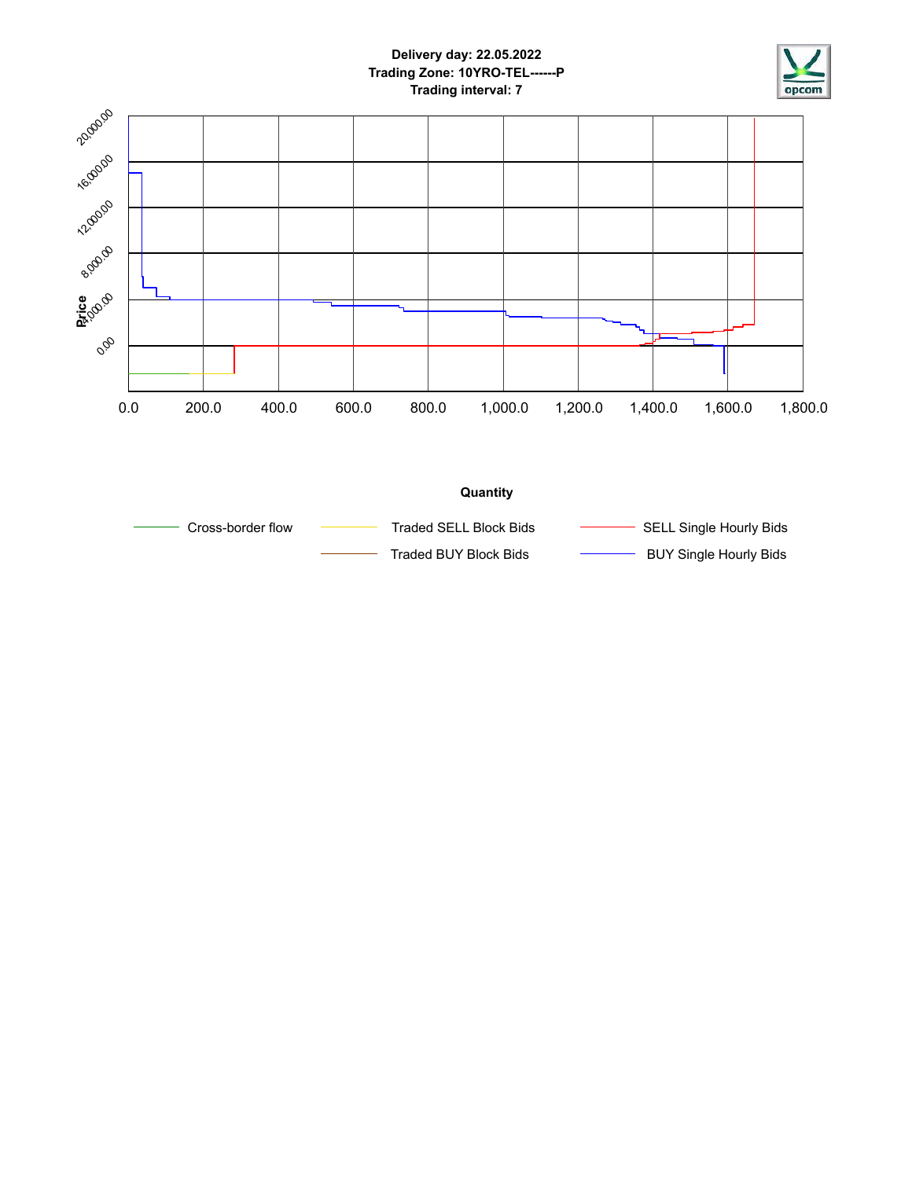**Delivery day: 22.05.2022**
**Trading Zone: 10YRO-TEL------P**
**Trading interval: 7**

Price

20,000.00
16,000.00
12,000.00
8,000.00
4,000.00
0.00

0.0 200.0 400.0 600.0 800.0 1,000.0 1,200.0 1,400.0 1,600.0 1,800.0

**Quantity**

Cross-border flow
Traded SELL Block Bids
SELL Single Hourly Bids
Traded BUY Block Bids
BUY Single Hourly Bids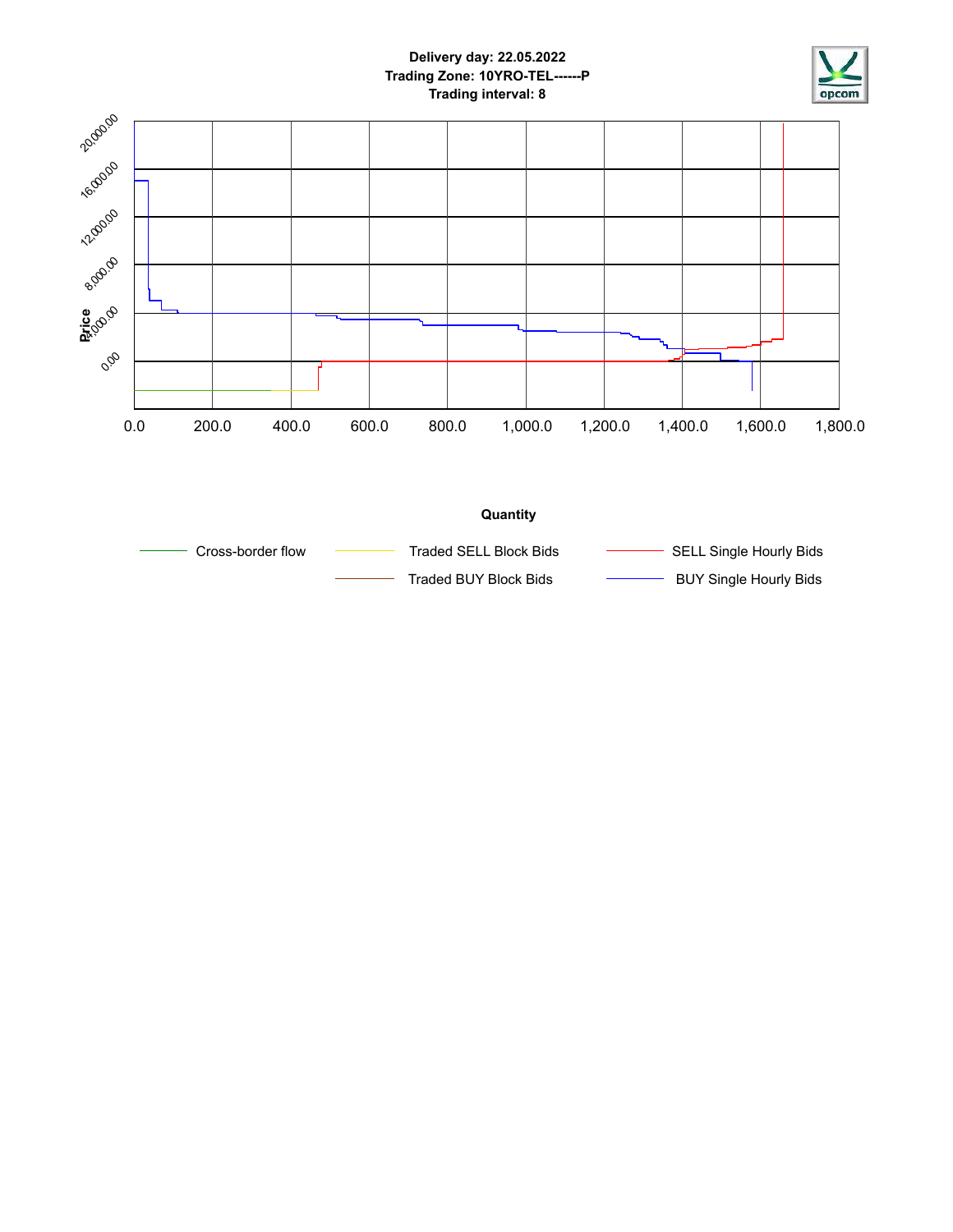**Delivery day: 22.05.2022**
**Trading Zone: 10YRO-TEL------P**
**Trading interval: 8**

Price

20,000.00
16,000.00
12,000.00
8,000.00
4,000.00
0.00

0.0 200.0 400.0 600.0 800.0 1,000.0 1,200.0 1,400.0 1,600.0 1,800.0

**Quantity**

Cross-border flow
Traded SELL Block Bids
SELL Single Hourly Bids
Traded BUY Block Bids
BUY Single Hourly Bids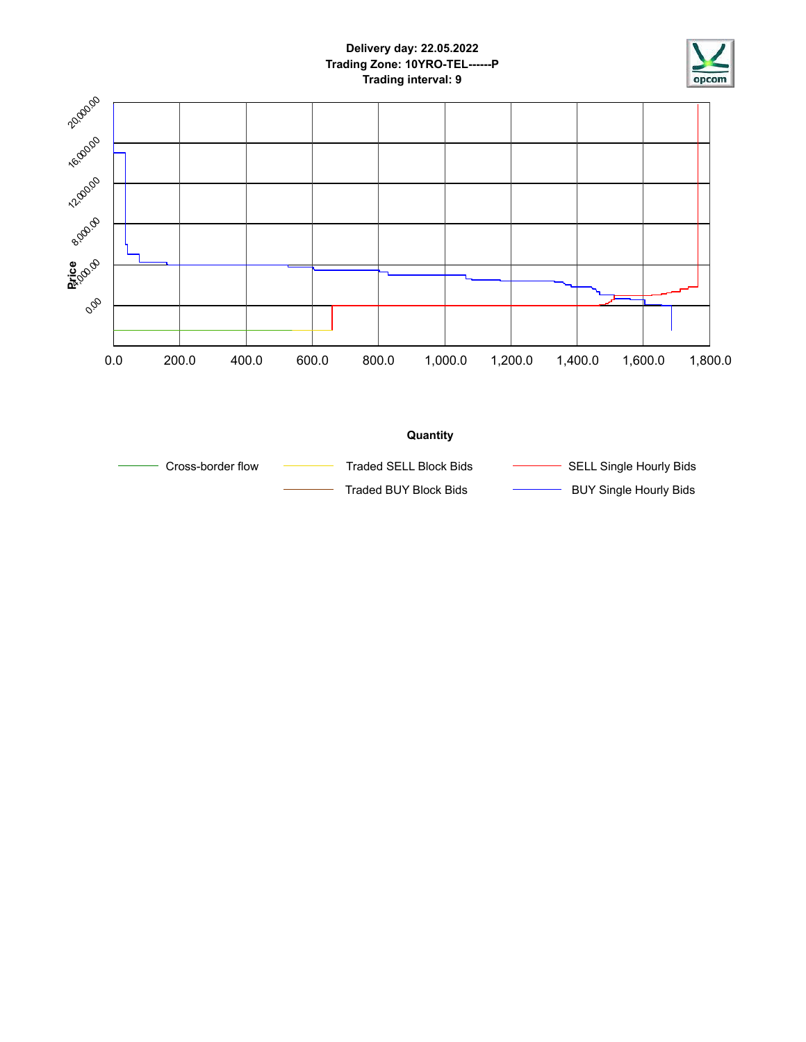**Delivery day: 22.05.2022**
**Trading Zone: 10YRO-TEL------P**
**Trading interval: 9**

Price

20,000.00
16,000.00
12,000.00
8,000.00
4,000.00
0.00

0.0 200.0 400.0 600.0 800.0 1,000.0 1,200.0 1,400.0 1,600.0 1,800.0

**Quantity**

Cross-border flow
Traded SELL Block Bids
SELL Single Hourly Bids
Traded BUY Block Bids
BUY Single Hourly Bids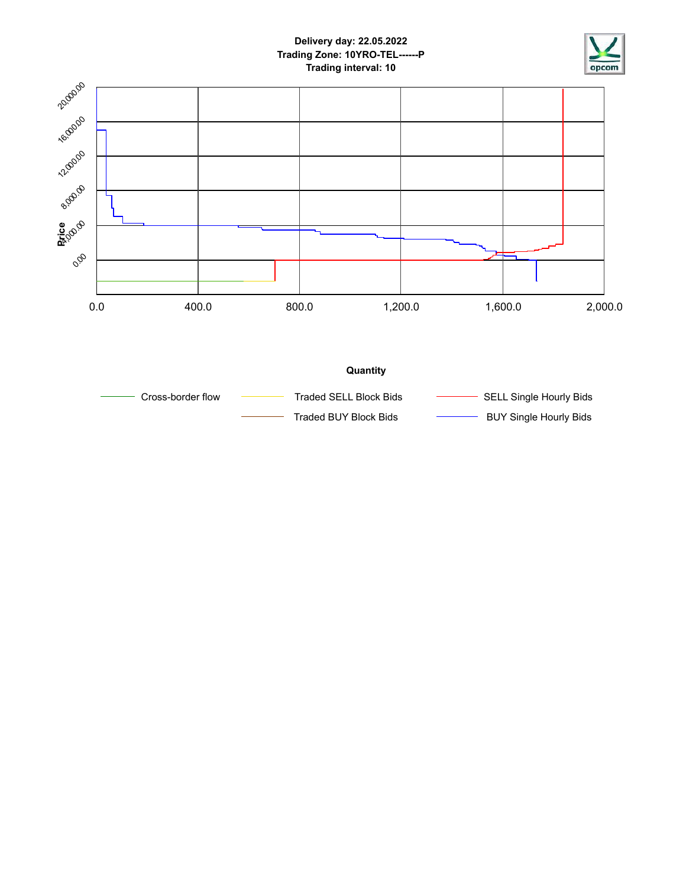**Delivery day: 22.05.2022**
**Trading Zone: 10YRO-TEL------P**
**Trading interval: 10**

Price

20,000.00
16,000.00
12,000.00
8,000.00
4,000.00
0.00

0.0 400.0 800.0 1,200.0 1,600.0 2,000.0

**Quantity**

Cross-border flow | Traded SELL Block Bids | SELL Single Hourly Bids
Traded BUY Block Bids | BUY Single Hourly Bids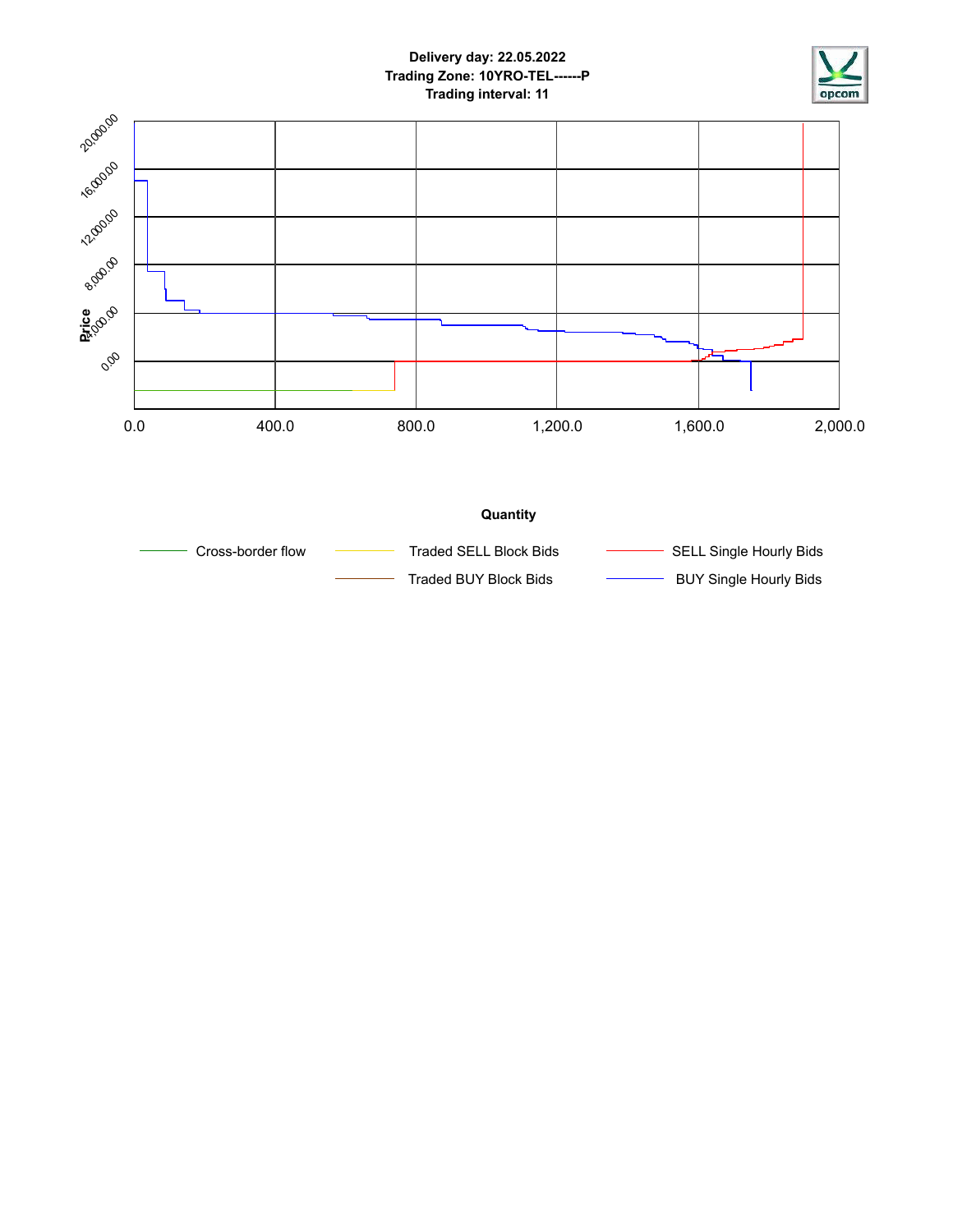**Delivery day: 22.05.2022**
**Trading Zone: 10YRO-TEL------P**
**Trading interval: 11**

Price

20,000.00
16,000.00
12,000.00
8,000.00
4,000.00
0.00

0.0 400.0 800.0 1,200.0 1,600.0 2,000.0

**Quantity**

Cross-border flow
Traded SELL Block Bids
SELL Single Hourly Bids
Traded BUY Block Bids
BUY Single Hourly Bids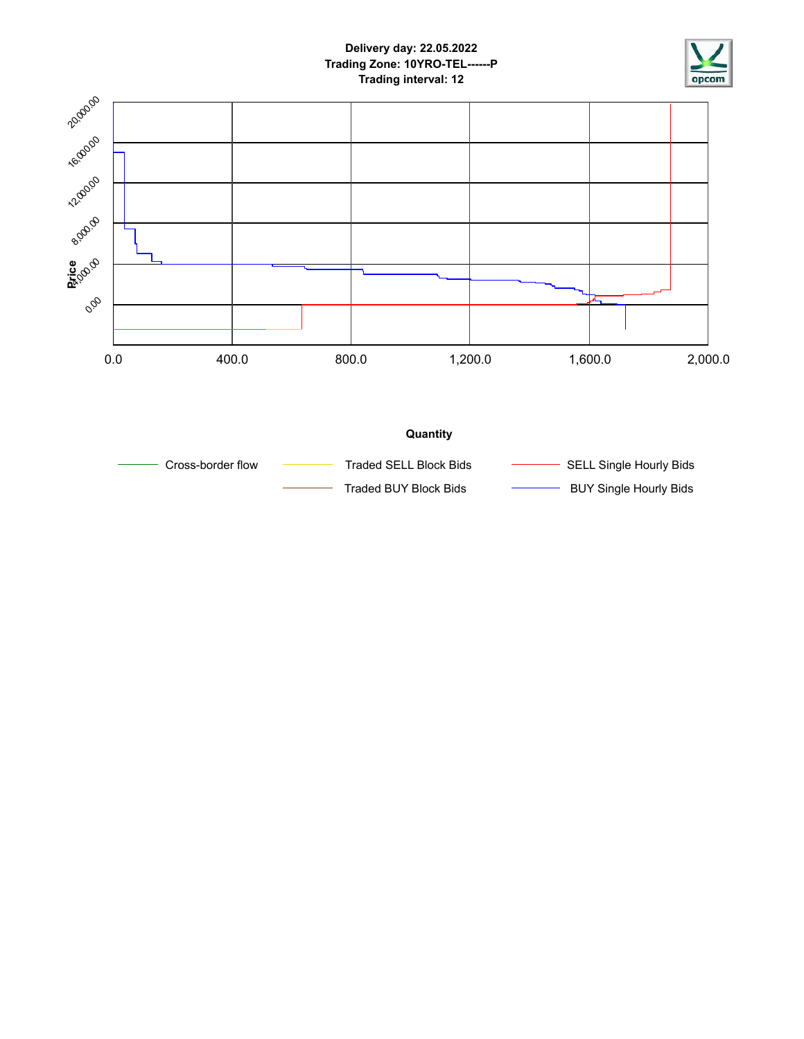**Delivery day: 22.05.2022**
**Trading Zone: 10YRO-TEL------P**
**Trading interval: 12**

Price

20,000.00
16,000.00
12,000.00
8,000.00
4,000.00
0.00

0.0 400.0 800.0 1,200.0 1,600.0 2,000.0

**Quantity**

Cross-border flow | Traded SELL Block Bids | SELL Single Hourly Bids
Traded BUY Block Bids | BUY Single Hourly Bids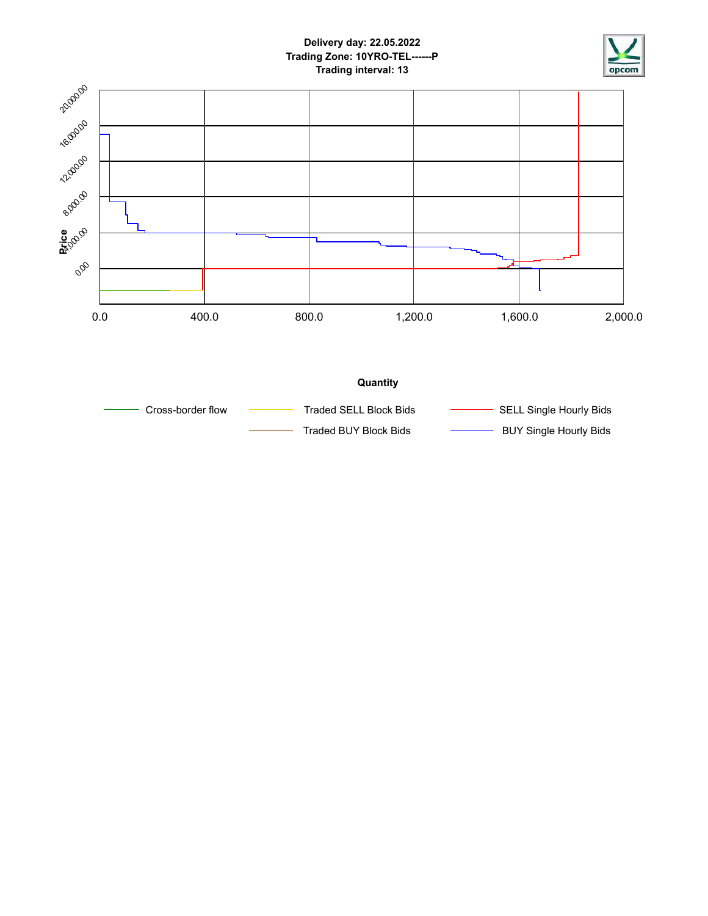Delivery day: 22.05.2022
Trading Zone: 10YRO-TEL------P
Trading interval: 13

Price

20,000.00
16,000.00
12,000.00
8,000.00
4,000.00
0.00

0.0 400.0 800.0 1,200.0 1,600.0 2,000.0

Quantity

Cross-border flow
Traded SELL Block Bids
SELL Single Hourly Bids
Traded BUY Block Bids
BUY Single Hourly Bids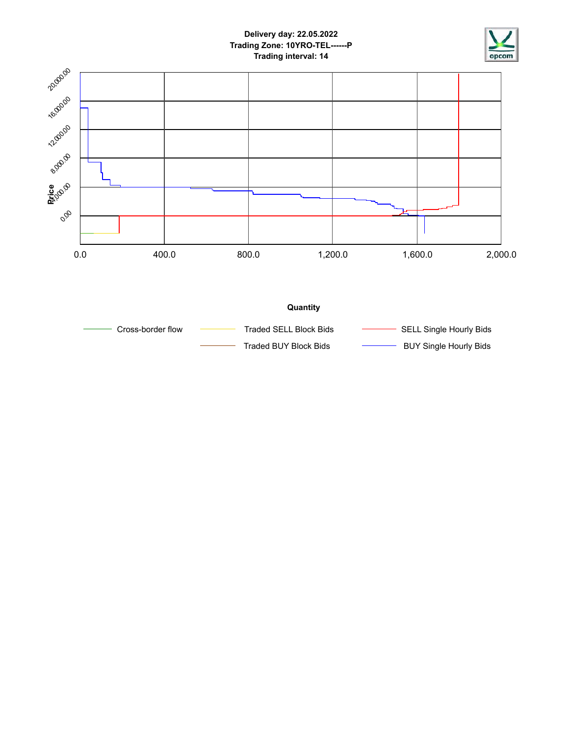**Delivery day: 22.05.2022**
**Trading Zone: 10YRO-TEL------P**
**Trading interval: 14**

Price

20,000.00
16,000.00
12,000.00
8,000.00
4,000.00
0.00

0.0 400.0 800.0 1,200.0 1,600.0 2,000.0

**Quantity**

Cross-border flow
Traded SELL Block Bids
SELL Single Hourly Bids
Traded BUY Block Bids
BUY Single Hourly Bids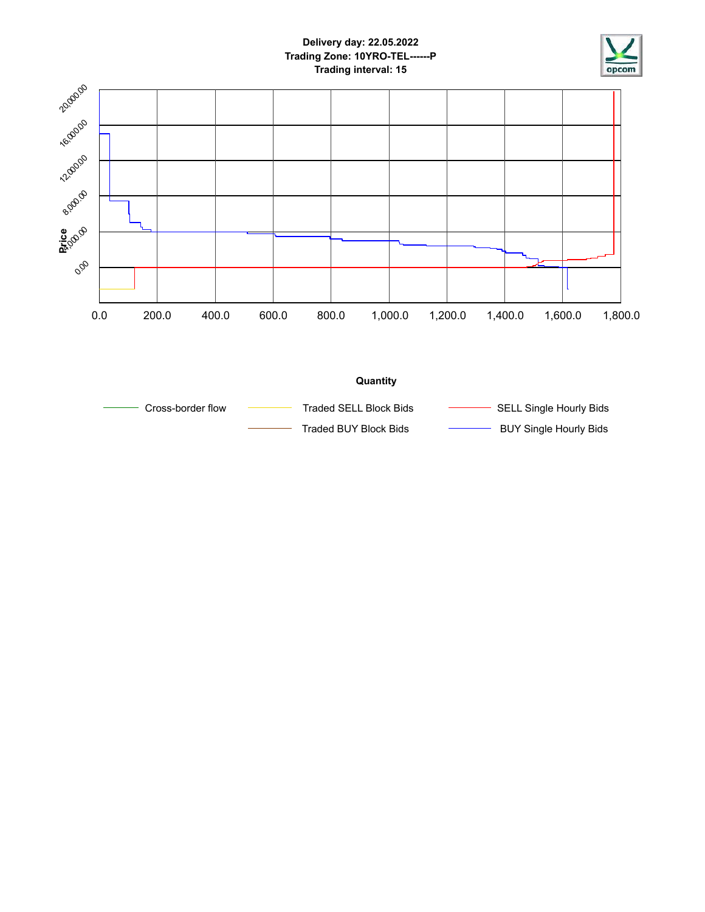**Delivery day: 22.05.2022**
**Trading Zone: 10YRO-TEL------P**
**Trading interval: 15**

Price

20,000.00
16,000.00
12,000.00
8,000.00
4,000.00
0.00

0.0 200.0 400.0 600.0 800.0 1,000.0 1,200.0 1,400.0 1,600.0 1,800.0

**Quantity**

Cross-border flow
Traded SELL Block Bids
SELL Single Hourly Bids
Traded BUY Block Bids
BUY Single Hourly Bids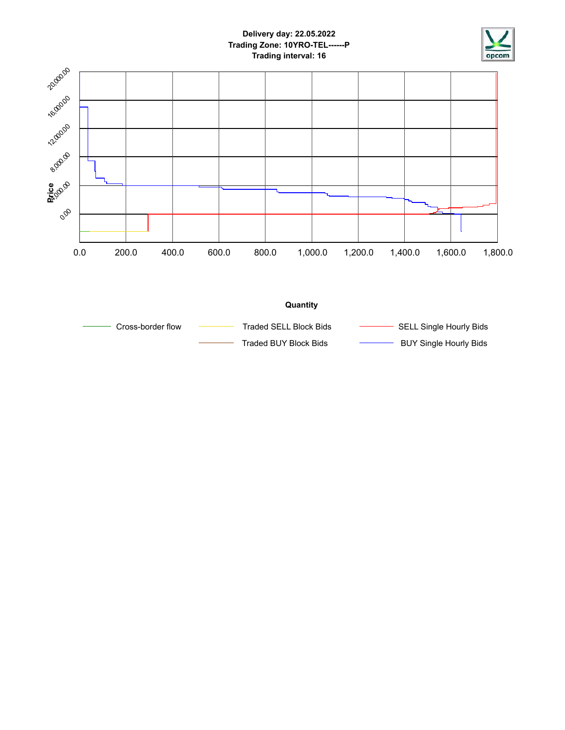**Delivery day: 22.05.2022**
**Trading Zone: 10YRO-TEL------P**
**Trading interval: 16**

opcom

Price

20,000.00
16,000.00
12,000.00
8,000.00
4,000.00
0.00

0.0 200.0 400.0 600.0 800.0 1,000.0 1,200.0 1,400.0 1,600.0 1,800.0

**Quantity**

Cross-border flow
Traded SELL Block Bids
SELL Single Hourly Bids
Traded BUY Block Bids
BUY Single Hourly Bids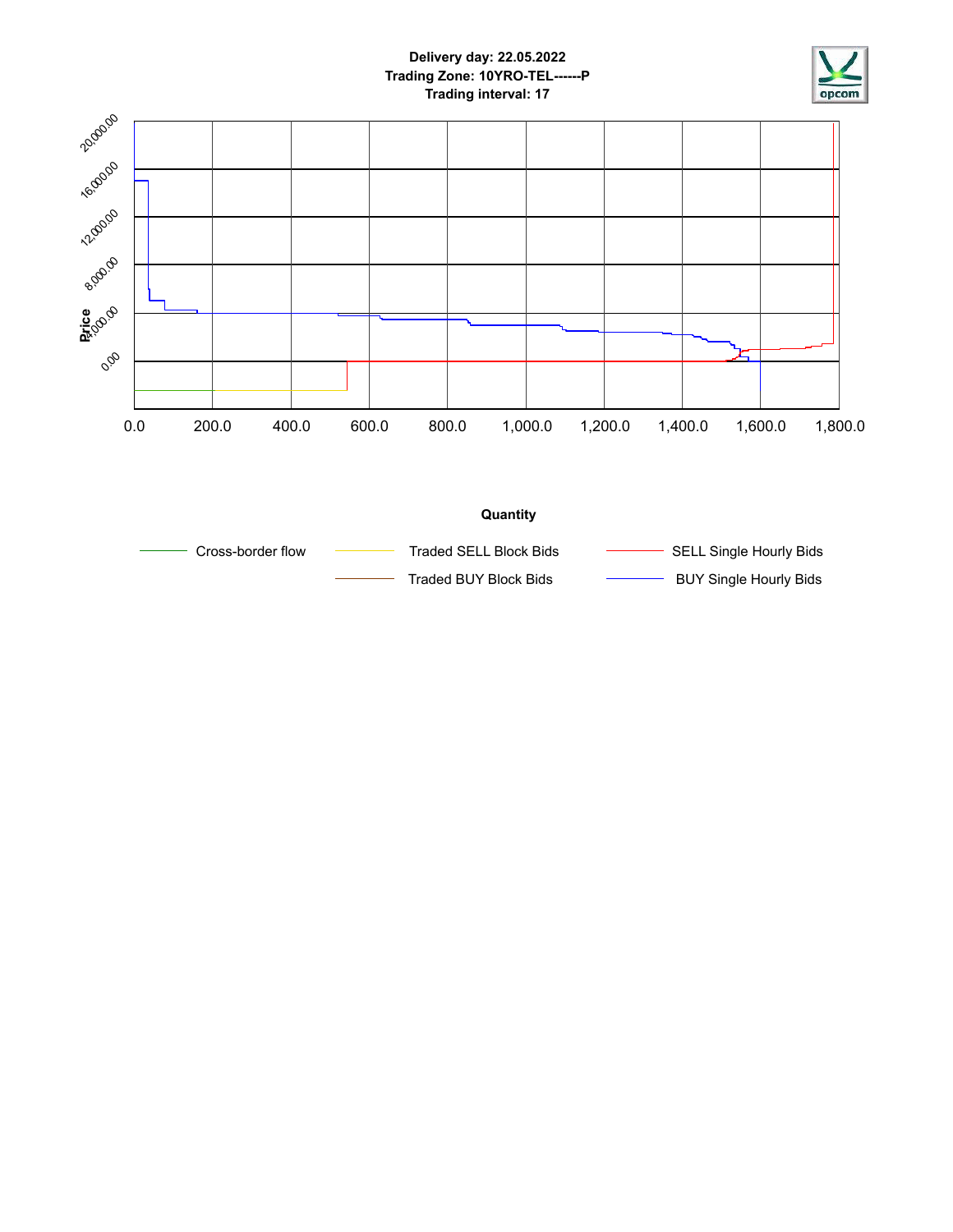**Delivery day: 22.05.2022**
**Trading Zone: 10YRO-TEL------P**
**Trading interval: 17**

Price

20,000.00
16,000.00
12,000.00
8,000.00
4,000.00
0.00

0.0 200.0 400.0 600.0 800.0 1,000.0 1,200.0 1,400.0 1,600.0 1,800.0

**Quantity**

Cross-border flow — Traded SELL Block Bids — SELL Single Hourly Bids

Traded BUY Block Bids — BUY Single Hourly Bids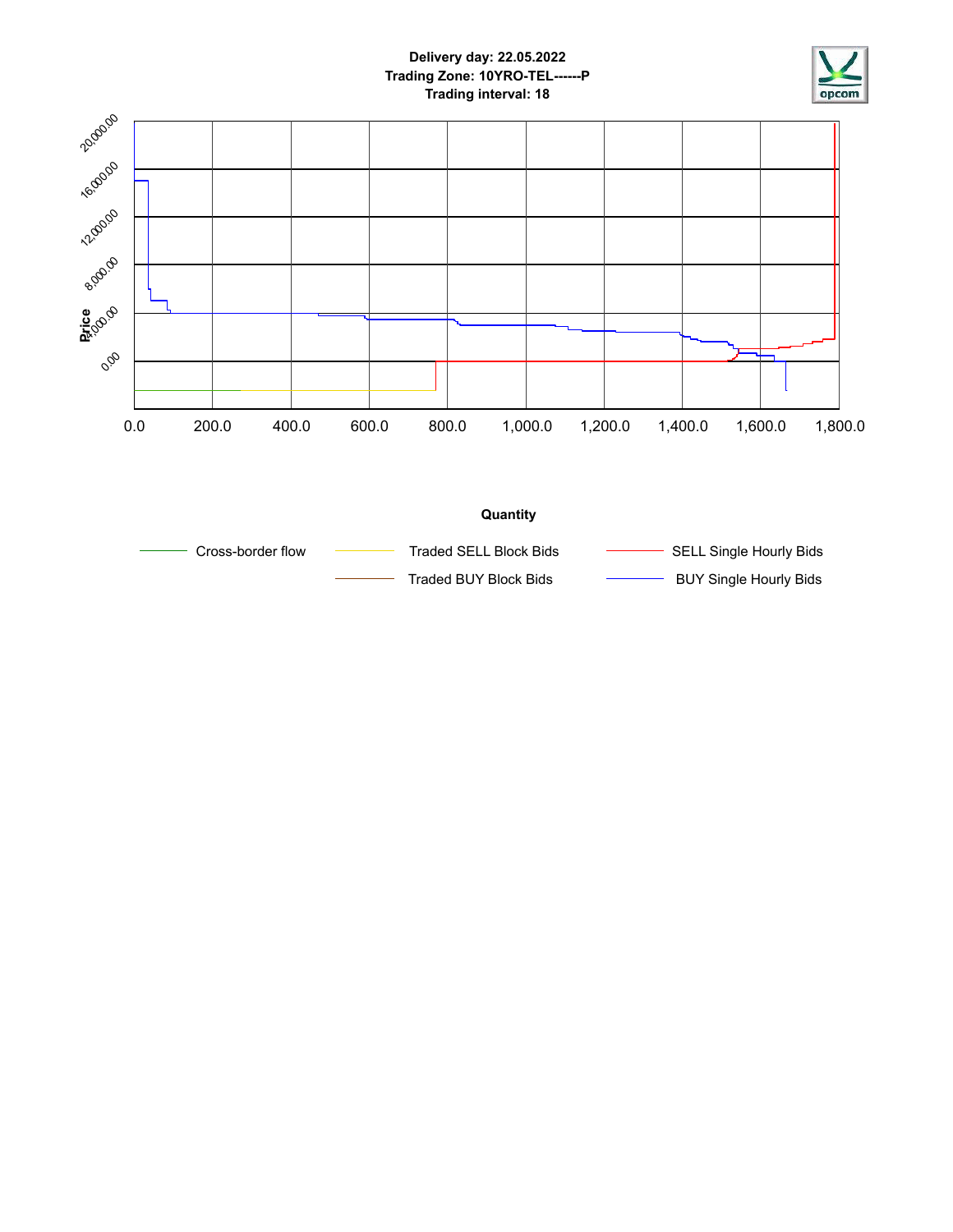**Delivery day: 22.05.2022**
**Trading Zone: 10YRO-TEL------P**
**Trading interval: 18**

Price

20,000.00
16,000.00
12,000.00
8,000.00
4,000.00
0.00

0.0 200.0 400.0 600.0 800.0 1,000.0 1,200.0 1,400.0 1,600.0 1,800.0

**Quantity**

Cross-border flow | Traded SELL Block Bids | SELL Single Hourly Bids
Traded BUY Block Bids | BUY Single Hourly Bids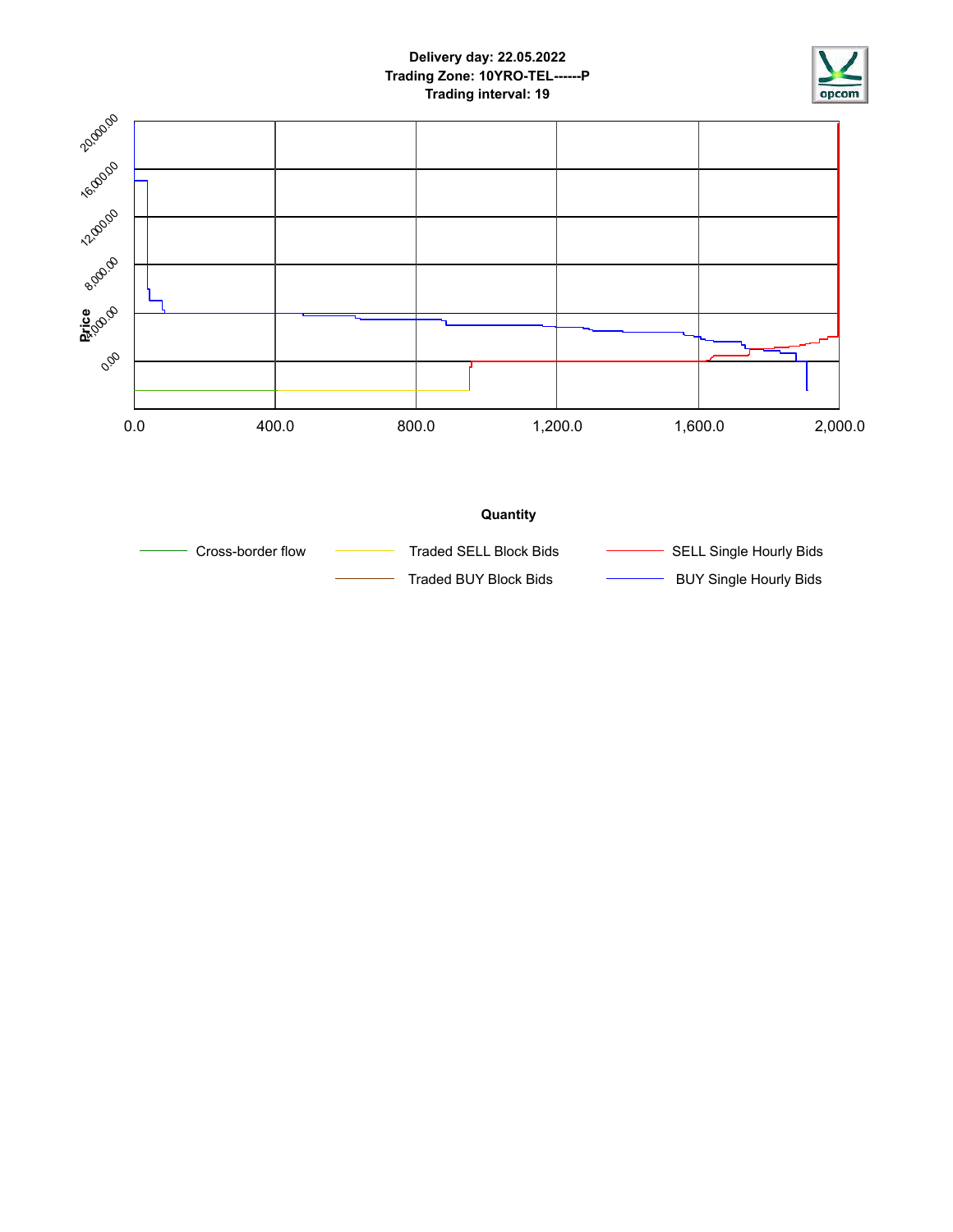**Delivery day: 22.05.2022**
**Trading Zone: 10YRO-TEL------P**
**Trading interval: 19**

opcom

Price

20,000.00
16,000.00
12,000.00
8,000.00
4,000.00
0.00

0.0 400.0 800.0 1,200.0 1,600.0 2,000.0

**Quantity**

Cross-border flow | Traded SELL Block Bids | SELL Single Hourly Bids
Traded BUY Block Bids | BUY Single Hourly Bids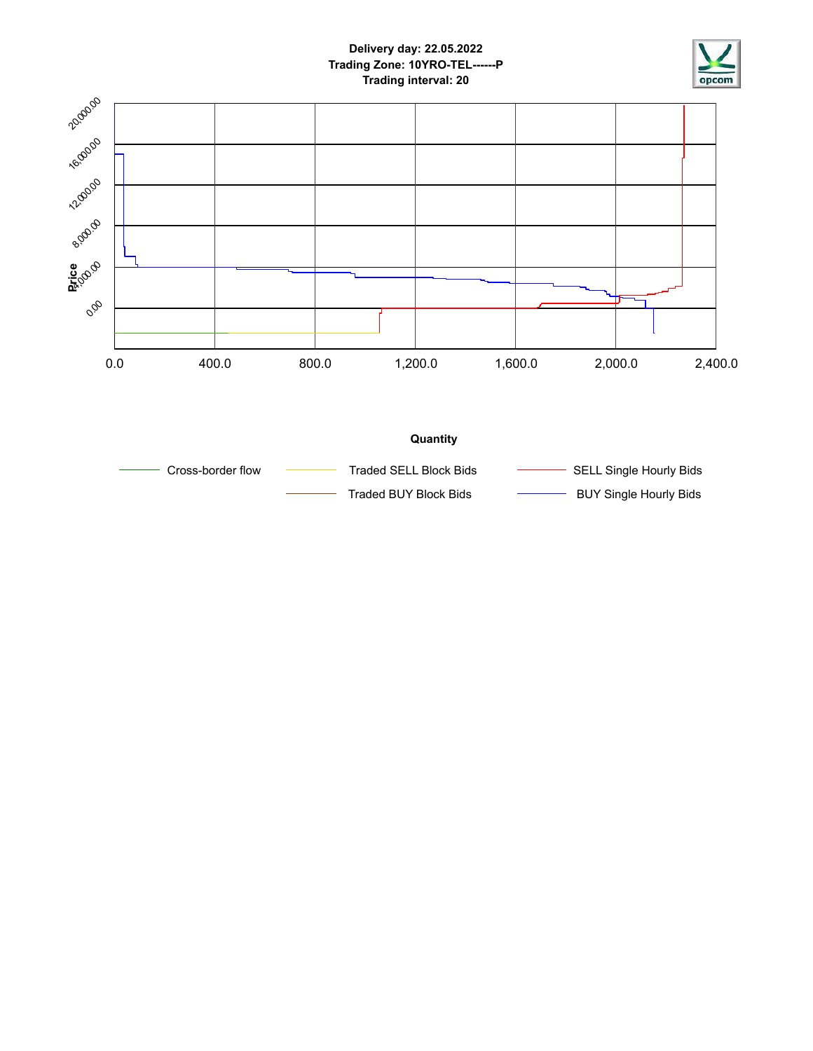**Delivery day: 22.05.2022**
**Trading Zone: 10YRO-TEL------P**
**Trading interval: 20**

Price

20,000.00
16,000.00
12,000.00
8,000.00
4,000.00
0.00

0.0 400.0 800.0 1,200.0 1,600.0 2,000.0 2,400.0

**Quantity**

Cross-border flow
Traded SELL Block Bids
SELL Single Hourly Bids
Traded BUY Block Bids
BUY Single Hourly Bids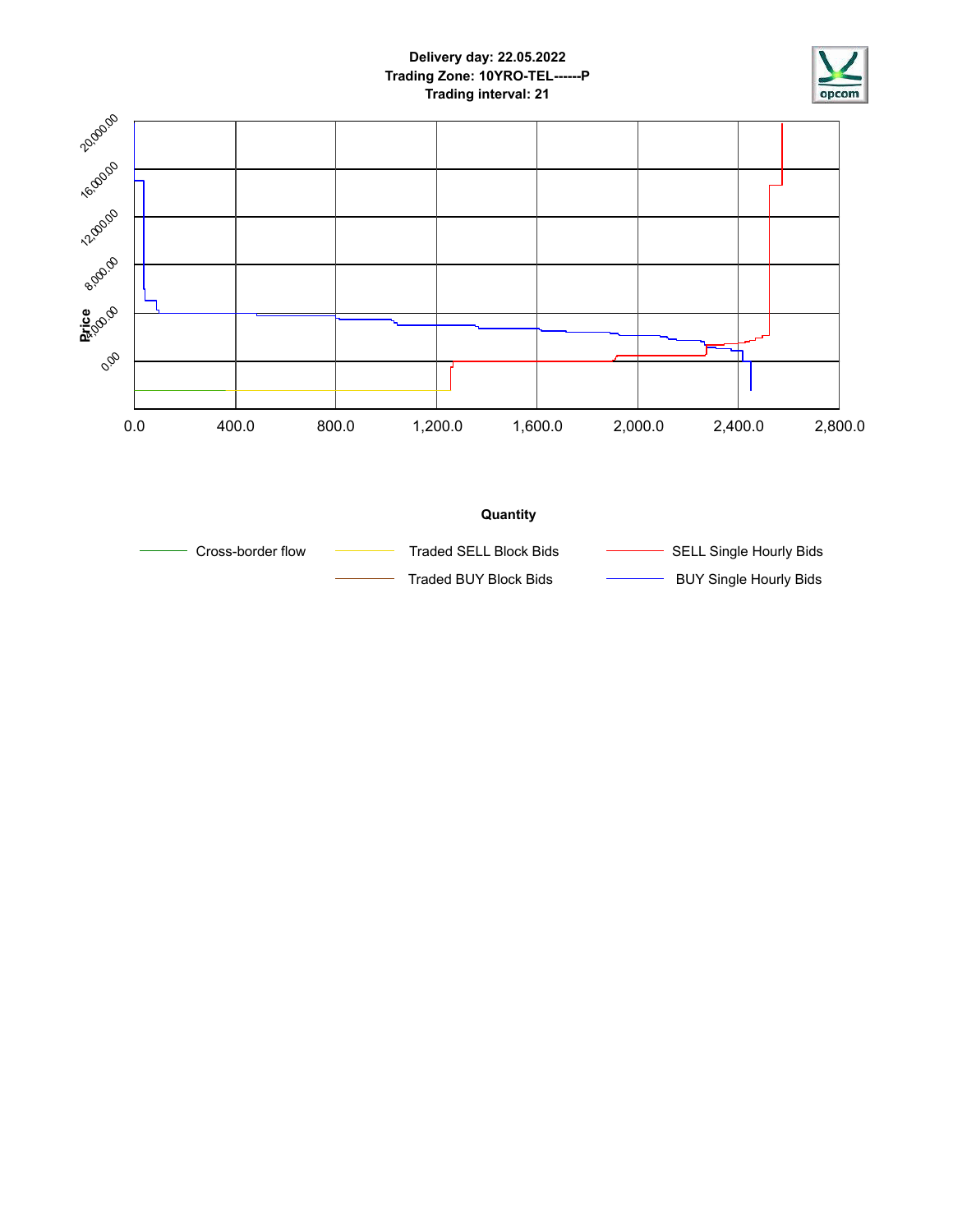**Delivery day: 22.05.2022**
**Trading Zone: 10YRO-TEL------P**
**Trading interval: 21**

Price

20,000.00
16,000.00
12,000.00
8,000.00
4,000.00
0.00

0.0 400.0 800.0 1,200.0 1,600.0 2,000.0 2,400.0 2,800.0

**Quantity**

Cross-border flow | Traded SELL Block Bids | SELL Single Hourly Bids
Traded BUY Block Bids | BUY Single Hourly Bids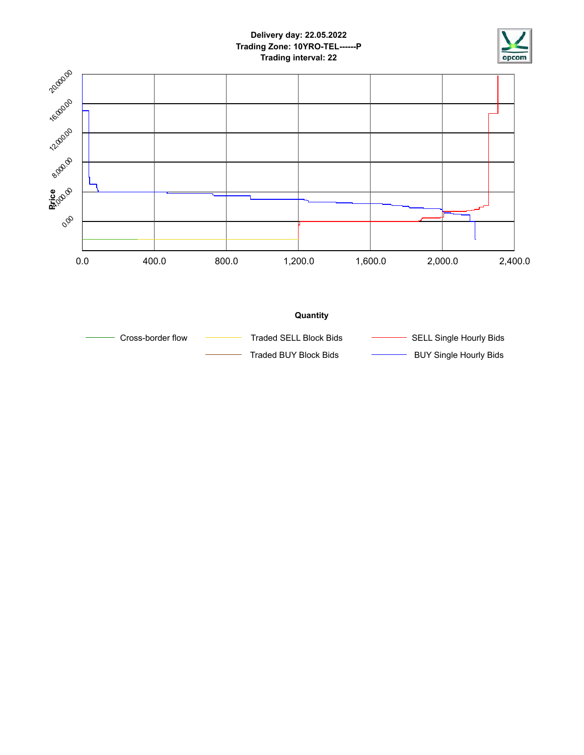**Delivery day: 22.05.2022**
**Trading Zone: 10YRO-TEL------P**
**Trading interval: 22**

Price

20,000.00
16,000.00
12,000.00
8,000.00
4,000.00
0.00

0.0 400.0 800.0 1,200.0 1,600.0 2,000.0 2,400.0

**Quantity**

Cross-border flow | Traded SELL Block Bids | SELL Single Hourly Bids
Traded BUY Block Bids | BUY Single Hourly Bids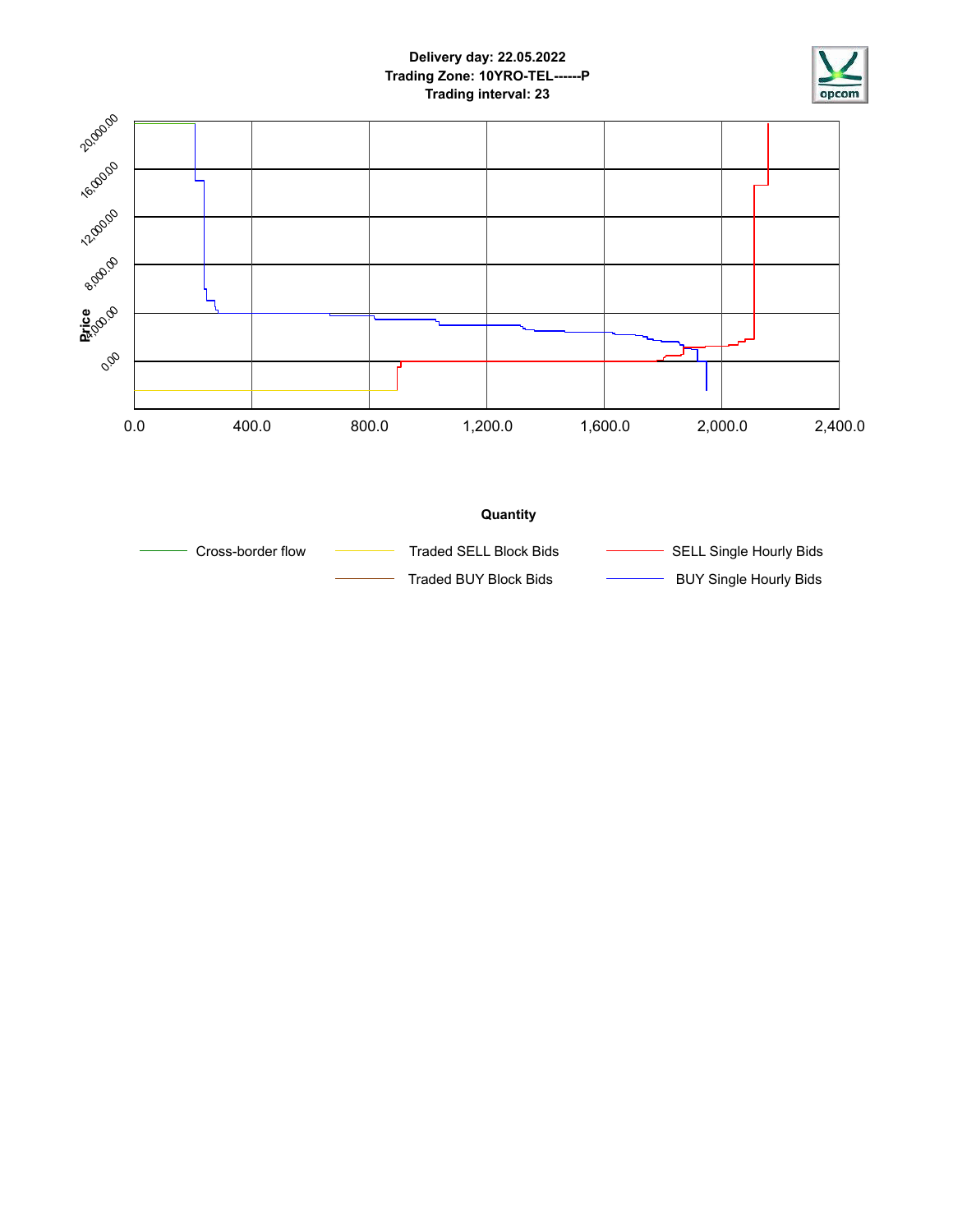**Delivery day: 22.05.2022**
**Trading Zone: 10YRO-TEL------P**
**Trading interval: 23**

Price

20,000.00
16,000.00
12,000.00
8,000.00
4,000.00
0.00

0.0 400.0 800.0 1,200.0 1,600.0 2,000.0 2,400.0

**Quantity**

Cross-border flow — Traded SELL Block Bids — SELL Single Hourly Bids

Traded BUY Block Bids — BUY Single Hourly Bids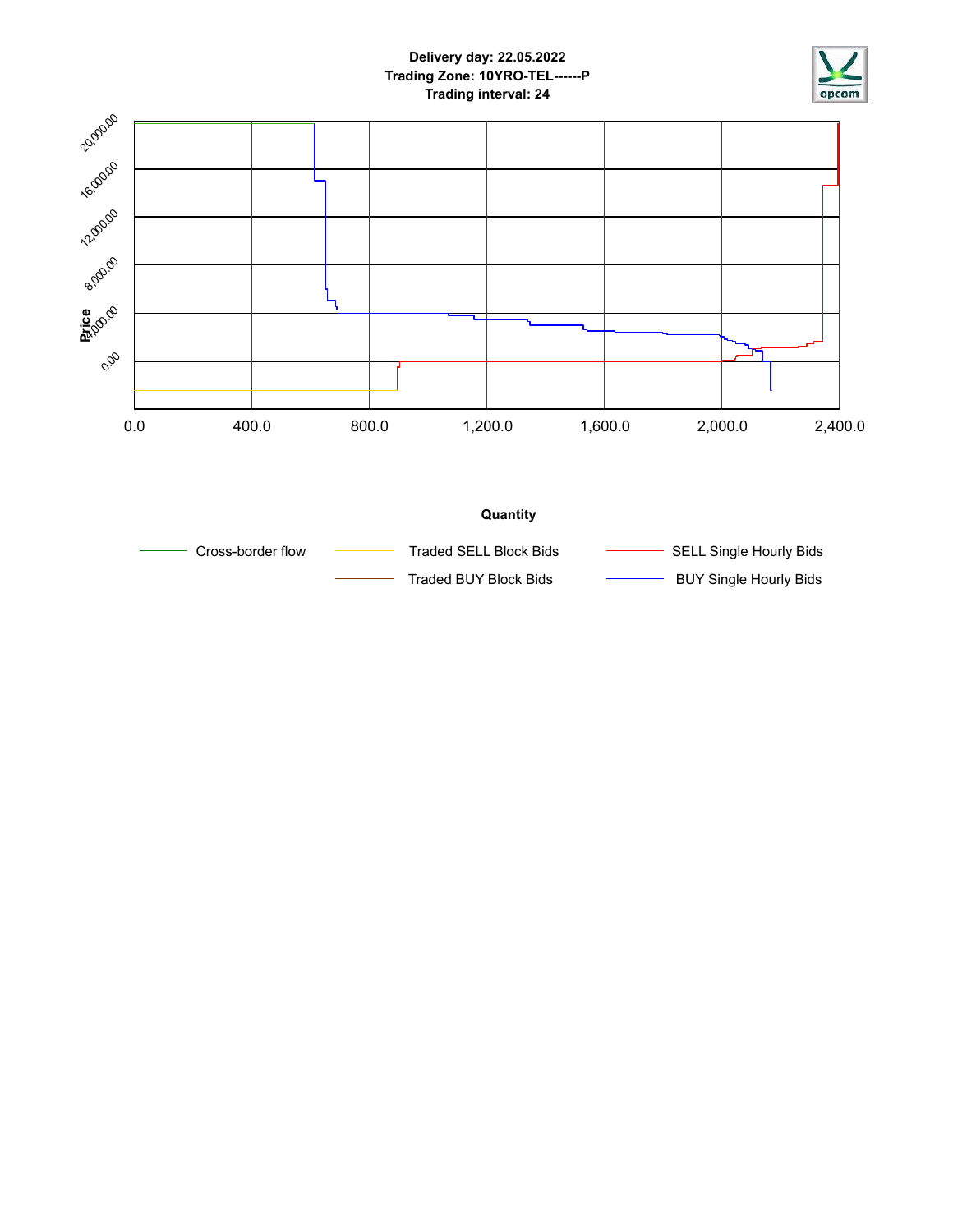**Delivery day: 22.05.2022**
**Trading Zone: 10YRO-TEL------P**
**Trading interval: 24**

opcom

20,000.00
16,000.00
12,000.00
8,000.00
4,000.00
0.00

Price

0.0
400.0
800.0
1,200.0
1,600.0
2,000.0
2,400.0

**Quantity**

Cross-border flow
Traded SELL Block Bids
SELL Single Hourly Bids
Traded BUY Block Bids
BUY Single Hourly Bids